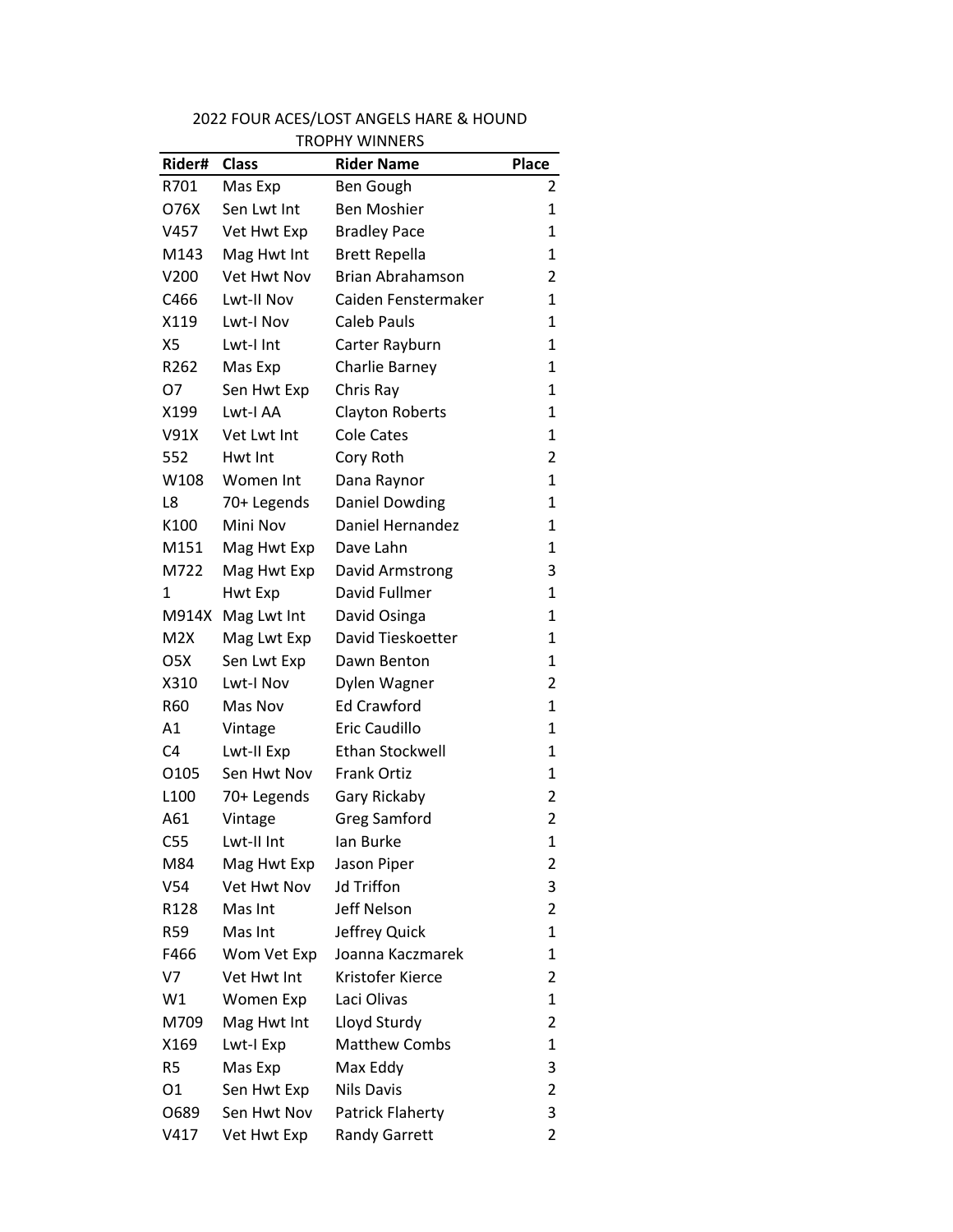2022 FOUR ACES/LOST ANGELS HARE & HOUND

TROPHY WINNERS

| Rider# | Class | Rider Name | Place |
|---|---|---|---|
| R701 | Mas Exp | Ben Gough | 2 |
| O76X | Sen Lwt Int | Ben Moshier | 1 |
| V457 | Vet Hwt Exp | Bradley Pace | 1 |
| M143 | Mag Hwt Int | Brett Repella | 1 |
| V200 | Vet Hwt Nov | Brian Abrahamson | 2 |
| C466 | Lwt-II Nov | Caiden Fenstermaker | 1 |
| X119 | Lwt-I Nov | Caleb Pauls | 1 |
| X5 | Lwt-I Int | Carter Rayburn | 1 |
| R262 | Mas Exp | Charlie Barney | 1 |
| O7 | Sen Hwt Exp | Chris Ray | 1 |
| X199 | Lwt-I AA | Clayton Roberts | 1 |
| V91X | Vet Lwt Int | Cole Cates | 1 |
| 552 | Hwt Int | Cory Roth | 2 |
| W108 | Women Int | Dana Raynor | 1 |
| L8 | 70+ Legends | Daniel Dowding | 1 |
| K100 | Mini Nov | Daniel Hernandez | 1 |
| M151 | Mag Hwt Exp | Dave Lahn | 1 |
| M722 | Mag Hwt Exp | David Armstrong | 3 |
| 1 | Hwt Exp | David Fullmer | 1 |
| M914X | Mag Lwt Int | David Osinga | 1 |
| M2X | Mag Lwt Exp | David Tieskoetter | 1 |
| O5X | Sen Lwt Exp | Dawn Benton | 1 |
| X310 | Lwt-I Nov | Dylen Wagner | 2 |
| R60 | Mas Nov | Ed Crawford | 1 |
| A1 | Vintage | Eric Caudillo | 1 |
| C4 | Lwt-II Exp | Ethan Stockwell | 1 |
| O105 | Sen Hwt Nov | Frank Ortiz | 1 |
| L100 | 70+ Legends | Gary Rickaby | 2 |
| A61 | Vintage | Greg Samford | 2 |
| C55 | Lwt-II Int | Ian Burke | 1 |
| M84 | Mag Hwt Exp | Jason Piper | 2 |
| V54 | Vet Hwt Nov | Jd Triffon | 3 |
| R128 | Mas Int | Jeff Nelson | 2 |
| R59 | Mas Int | Jeffrey Quick | 1 |
| F466 | Wom Vet Exp | Joanna Kaczmarek | 1 |
| V7 | Vet Hwt Int | Kristofer Kierce | 2 |
| W1 | Women Exp | Laci Olivas | 1 |
| M709 | Mag Hwt Int | Lloyd Sturdy | 2 |
| X169 | Lwt-I Exp | Matthew Combs | 1 |
| R5 | Mas Exp | Max Eddy | 3 |
| O1 | Sen Hwt Exp | Nils Davis | 2 |
| O689 | Sen Hwt Nov | Patrick Flaherty | 3 |
| V417 | Vet Hwt Exp | Randy Garrett | 2 |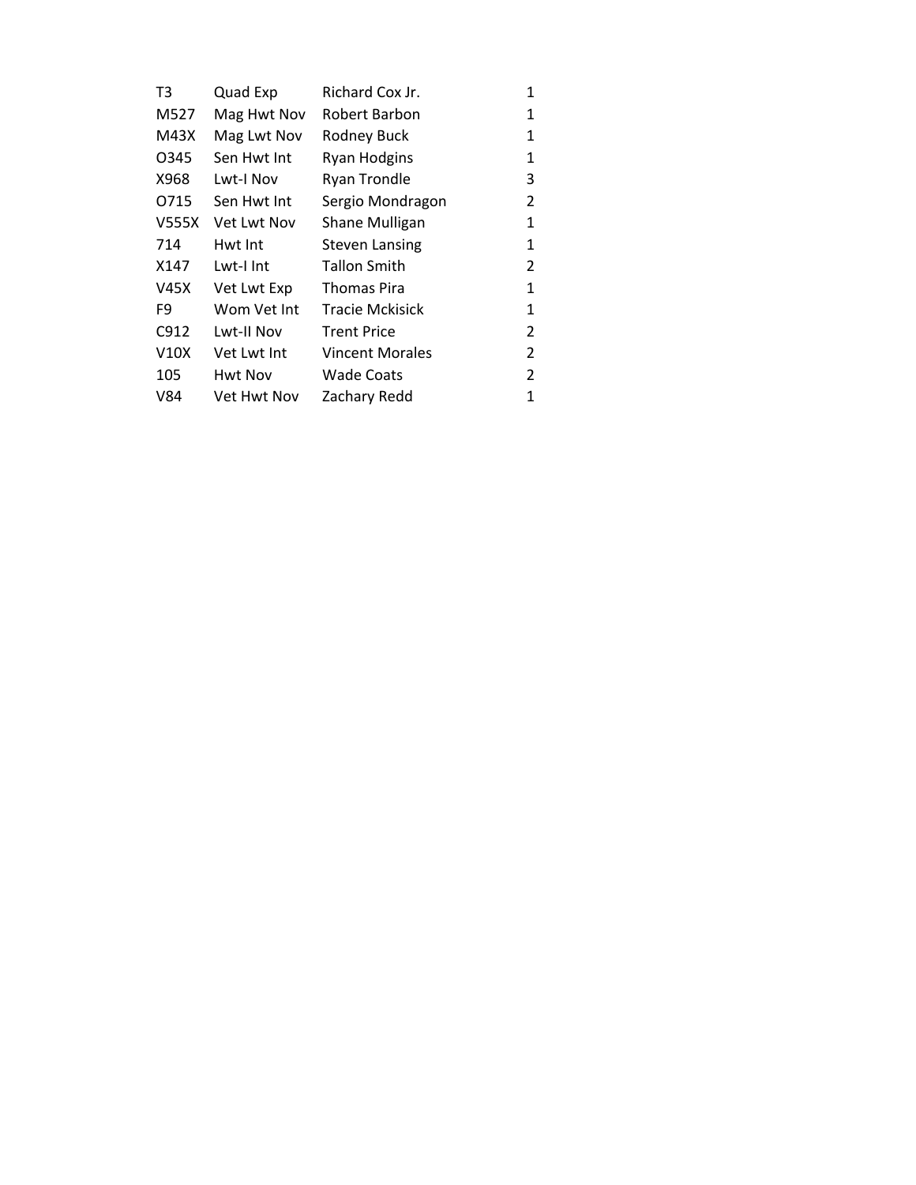| | | | |
|---|---|---|---|
| T3 | Quad Exp | Richard Cox Jr. | 1 |
| M527 | Mag Hwt Nov | Robert Barbon | 1 |
| M43X | Mag Lwt Nov | Rodney Buck | 1 |
| O345 | Sen Hwt Int | Ryan Hodgins | 1 |
| X968 | Lwt-I Nov | Ryan Trondle | 3 |
| O715 | Sen Hwt Int | Sergio Mondragon | 2 |
| V555X | Vet Lwt Nov | Shane Mulligan | 1 |
| 714 | Hwt Int | Steven Lansing | 1 |
| X147 | Lwt-I Int | Tallon Smith | 2 |
| V45X | Vet Lwt Exp | Thomas Pira | 1 |
| F9 | Wom Vet Int | Tracie Mckisick | 1 |
| C912 | Lwt-II Nov | Trent Price | 2 |
| V10X | Vet Lwt Int | Vincent Morales | 2 |
| 105 | Hwt Nov | Wade Coats | 2 |
| V84 | Vet Hwt Nov | Zachary Redd | 1 |